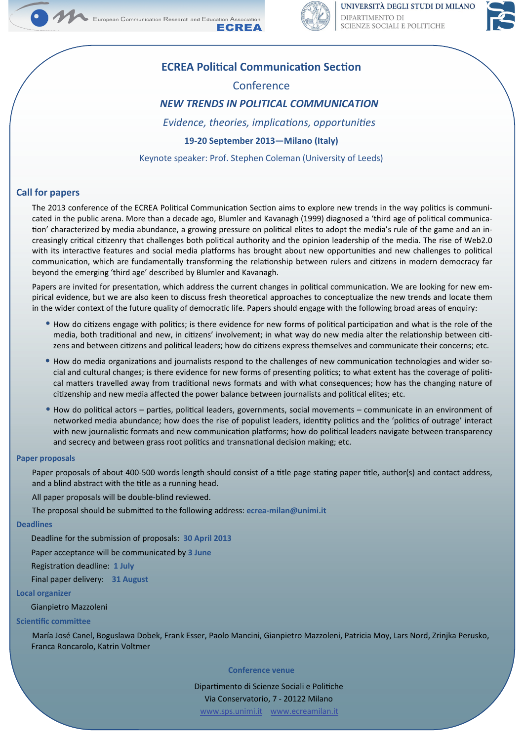European Communication Research and Education Association **ECREA**

UNIVERSITÀ DEGLI STUDI DI MILANO
DIPARTIMENTO DI SCIENZE SOCIALI E POLITICHE

# ECREA Political Communication Section

## Conference

## *NEW TRENDS IN POLITICAL COMMUNICATION*

*Evidence, theories, implications, opportunities*

**19-20 September 2013—Milano (Italy)**

Keynote speaker: Prof. Stephen Coleman (University of Leeds)

## Call for papers

The 2013 conference of the ECREA Political Communication Section aims to explore new trends in the way politics is communicated in the public arena. More than a decade ago, Blumler and Kavanagh (1999) diagnosed a 'third age of political communication' characterized by media abundance, a growing pressure on political elites to adopt the media's rule of the game and an increasingly critical citizenry that challenges both political authority and the opinion leadership of the media. The rise of Web2.0 with its interactive features and social media platforms has brought about new opportunities and new challenges to political communication, which are fundamentally transforming the relationship between rulers and citizens in modern democracy far beyond the emerging 'third age' described by Blumler and Kavanagh.

Papers are invited for presentation, which address the current changes in political communication. We are looking for new empirical evidence, but we are also keen to discuss fresh theoretical approaches to conceptualize the new trends and locate them in the wider context of the future quality of democratic life. Papers should engage with the following broad areas of enquiry:

- How do citizens engage with politics; is there evidence for new forms of political participation and what is the role of the media, both traditional and new, in citizens' involvement; in what way do new media alter the relationship between citizens and between citizens and political leaders; how do citizens express themselves and communicate their concerns; etc.
- How do media organizations and journalists respond to the challenges of new communication technologies and wider social and cultural changes; is there evidence for new forms of presenting politics; to what extent has the coverage of political matters travelled away from traditional news formats and with what consequences; how has the changing nature of citizenship and new media affected the power balance between journalists and political elites; etc.
- How do political actors – parties, political leaders, governments, social movements – communicate in an environment of networked media abundance; how does the rise of populist leaders, identity politics and the 'politics of outrage' interact with new journalistic formats and new communication platforms; how do political leaders navigate between transparency and secrecy and between grass root politics and transnational decision making; etc.

### Paper proposals

Paper proposals of about 400-500 words length should consist of a title page stating paper title, author(s) and contact address, and a blind abstract with the title as a running head.

All paper proposals will be double-blind reviewed.

The proposal should be submitted to the following address: **ecrea-milan@unimi.it**

### Deadlines

Deadline for the submission of proposals: **30 April 2013**

Paper acceptance will be communicated by **3 June**

Registration deadline: **1 July**

Final paper delivery: **31 August**

### Local organizer

Gianpietro Mazzoleni

### Scientific committee

María José Canel, Boguslawa Dobek, Frank Esser, Paolo Mancini, Gianpietro Mazzoleni, Patricia Moy, Lars Nord, Zrinjka Perusko, Franca Roncarolo, Katrin Voltmer

### Conference venue

Dipartimento di Scienze Sociali e Politiche
Via Conservatorio, 7 - 20122 Milano
www.sps.unimi.it www.ecreamilan.it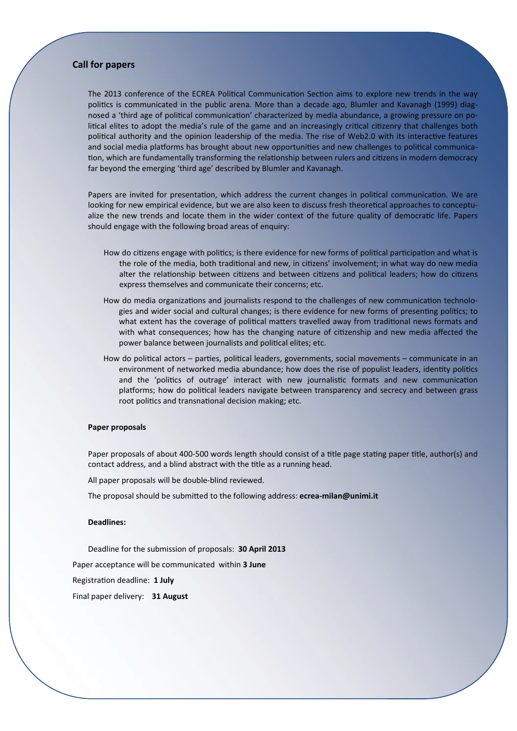## Call for papers

The 2013 conference of the ECREA Political Communication Section aims to explore new trends in the way politics is communicated in the public arena. More than a decade ago, Blumler and Kavanagh (1999) diagnosed a 'third age of political communication' characterized by media abundance, a growing pressure on political elites to adopt the media's rule of the game and an increasingly critical citizenry that challenges both political authority and the opinion leadership of the media. The rise of Web2.0 with its interactive features and social media platforms has brought about new opportunities and new challenges to political communication, which are fundamentally transforming the relationship between rulers and citizens in modern democracy far beyond the emerging 'third age' described by Blumler and Kavanagh.

Papers are invited for presentation, which address the current changes in political communication. We are looking for new empirical evidence, but we are also keen to discuss fresh theoretical approaches to conceptualize the new trends and locate them in the wider context of the future quality of democratic life. Papers should engage with the following broad areas of enquiry:

How do citizens engage with politics; is there evidence for new forms of political participation and what is the role of the media, both traditional and new, in citizens' involvement; in what way do new media alter the relationship between citizens and between citizens and political leaders; how do citizens express themselves and communicate their concerns; etc.

How do media organizations and journalists respond to the challenges of new communication technologies and wider social and cultural changes; is there evidence for new forms of presenting politics; to what extent has the coverage of political matters travelled away from traditional news formats and with what consequences; how has the changing nature of citizenship and new media affected the power balance between journalists and political elites; etc.

How do political actors – parties, political leaders, governments, social movements – communicate in an environment of networked media abundance; how does the rise of populist leaders, identity politics and the 'politics of outrage' interact with new journalistic formats and new communication platforms; how do political leaders navigate between transparency and secrecy and between grass root politics and transnational decision making; etc.

**Paper proposals**

Paper proposals of about 400-500 words length should consist of a title page stating paper title, author(s) and contact address, and a blind abstract with the title as a running head.

All paper proposals will be double-blind reviewed.

The proposal should be submitted to the following address: **ecrea-milan@unimi.it**

**Deadlines:**

Deadline for the submission of proposals: **30 April 2013**

Paper acceptance will be communicated within **3 June**

Registration deadline: **1 July**

Final paper delivery: **31 August**